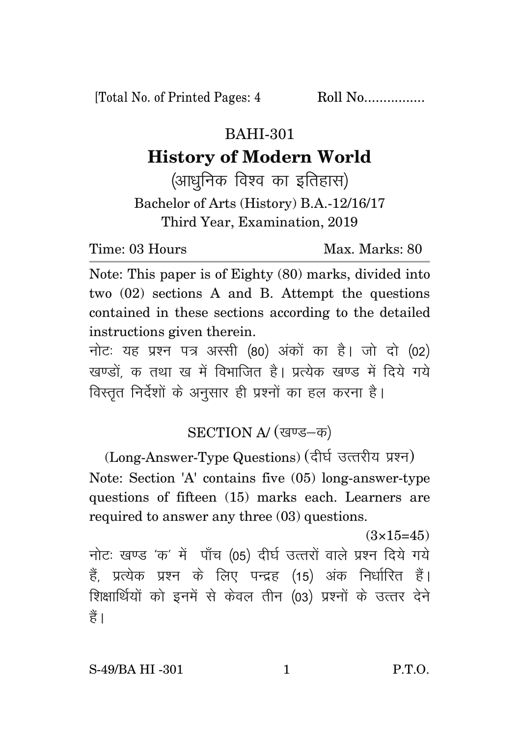[Total No. of Printed Pages: 4 Roll No................

# BAHI-301

# History of Modern World

## (आधुनिक विश्व का इतिहास)

Bachelor of Arts (History) B.A.-12/16/17

Third Year, Examination, 2019

Time: 03 Hours Max. Marks: 80

Note: This paper is of Eighty (80) marks, divided into two (02) sections A and B. Attempt the questions contained in these sections according to the detailed instructions given therein.

नोटः यह प्रश्न पत्र अस्सी (80) अंकों का है। जो दो (02) खण्डों, क तथा ख में विभाजित है। प्रत्येक खण्ड में दिये गये विस्तृत निर्देशों के अनुसार ही प्रश्नों का हल करना है।

## SECTION A/ (खण्ड–क)

(Long-Answer-Type Questions) (दीर्घ उत्तरीय प्रश्न)

Note: Section 'A' contains five (05) long-answer-type questions of fifteen (15) marks each. Learners are required to answer any three (03) questions.

(3×15=45)

नोटः खण्ड 'क' में पाँच (05) दीर्घ उत्तरों वाले प्रश्न दिये गये हैं, प्रत्येक प्रश्न के लिए पन्द्रह (15) अंक निर्धारित हैं। शिक्षार्थियों को इनमें से केवल तीन (03) प्रश्नों के उत्तर देने हैं।

S-49/BA HI -301 P.T.O.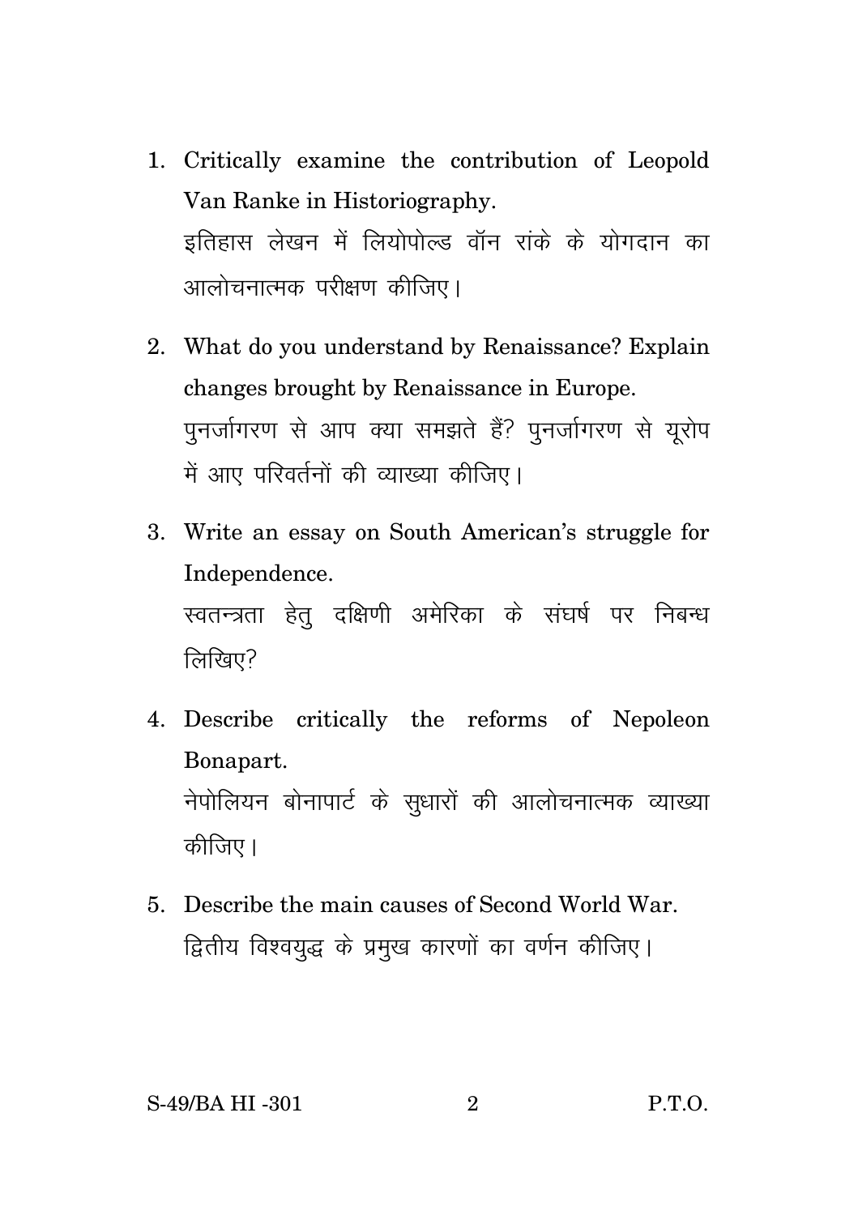1. Critically examine the contribution of Leopold Van Ranke in Historiography.
   इतिहास लेखन में लियोपोल्ड वॉन रांके के योगदान का आलोचनात्मक परीक्षण कीजिए।

2. What do you understand by Renaissance? Explain changes brought by Renaissance in Europe.
   पुनर्जागरण से आप क्या समझते हैं? पुनर्जागरण से यूरोप में आए परिवर्तनों की व्याख्या कीजिए।

3. Write an essay on South American's struggle for Independence.
   स्वतन्त्रता हेतु दक्षिणी अमेरिका के संघर्ष पर निबन्ध लिखिए?

4. Describe critically the reforms of Nepoleon Bonapart.
   नेपोलियन बोनापार्ट के सुधारों की आलोचनात्मक व्याख्या कीजिए।

5. Describe the main causes of Second World War.
   द्वितीय विश्वयुद्ध के प्रमुख कारणों का वर्णन कीजिए।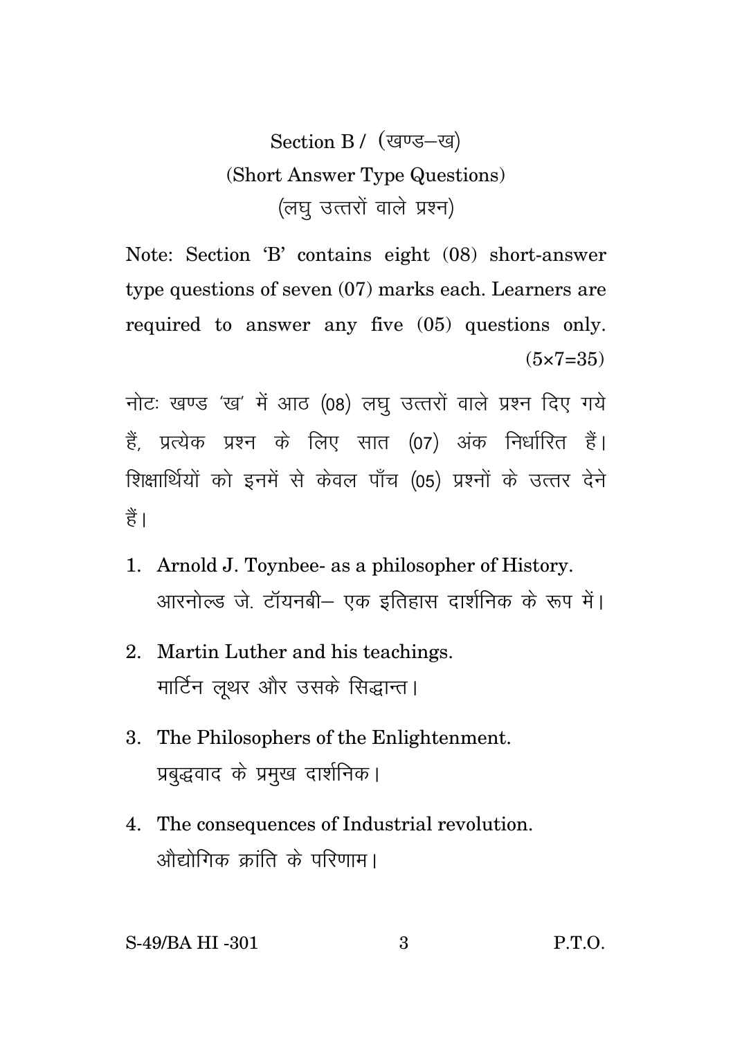## Section B / (खण्ड–ख)

### (Short Answer Type Questions)

### (लघु उत्तरों वाले प्रश्न)

Note: Section 'B' contains eight (08) short-answer type questions of seven (07) marks each. Learners are required to answer any five (05) questions only. (5×7=35)

नोटः खण्ड 'ख' में आठ (08) लघु उत्तरों वाले प्रश्न दिए गये हैं, प्रत्येक प्रश्न के लिए सात (07) अंक निर्धारित हैं। शिक्षार्थियों को इनमें से केवल पाँच (05) प्रश्नों के उत्तर देने हैं।

1. Arnold J. Toynbee- as a philosopher of History.
   आरनोल्ड जे. टॉयनबी– एक इतिहास दार्शनिक के रूप में।

2. Martin Luther and his teachings.
   मार्टिन लूथर और उसके सिद्धान्त।

3. The Philosophers of the Enlightenment.
   प्रबुद्धवाद के प्रमुख दार्शनिक।

4. The consequences of Industrial revolution.
   औद्योगिक क्रांति के परिणाम।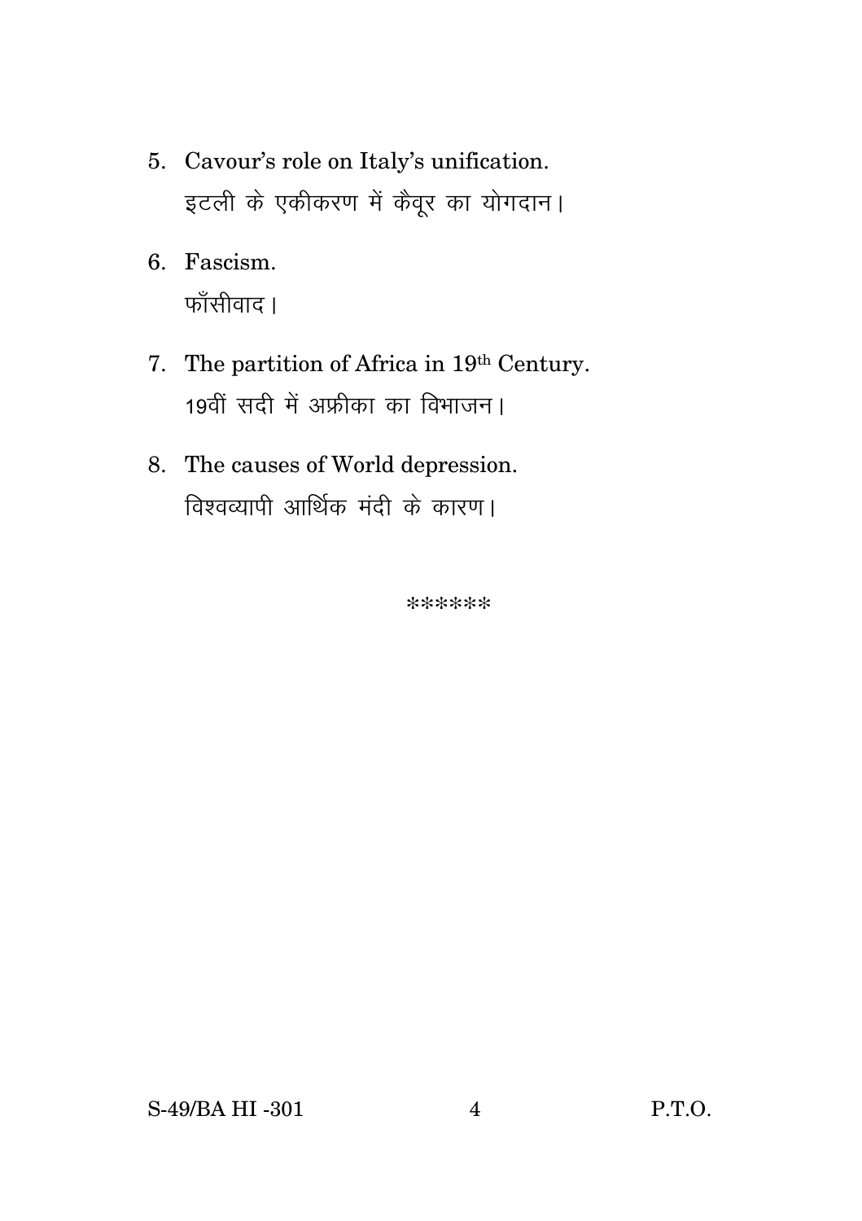5. Cavour's role on Italy's unification.
   इटली के एकीकरण में कैवूर का योगदान।

6. Fascism.
   फाँसीवाद।

7. The partition of Africa in 19th Century.
   19वीं सदी में अफ्रीका का विभाजन।

8. The causes of World depression.
   विश्वव्यापी आर्थिक मंदी के कारण।

******

S-49/BA HI -301 P.T.O.